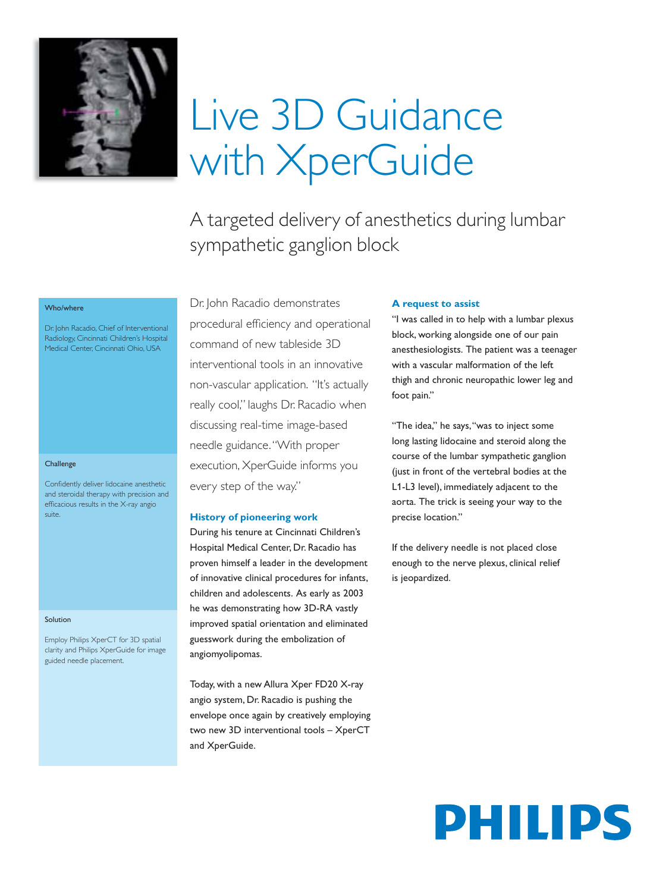# Live 3D Guidance with XperGuide

## A targeted delivery of anesthetics during lumbar sympathetic ganglion block

**Who/where**

Dr. John Racadio, Chief of Interventional Radiology, Cincinnati Children's Hospital Medical Center, Cincinnati Ohio, USA

**Challenge**

Confidently deliver lidocaine anesthetic and steroidal therapy with precision and efficacious results in the X-ray angio suite.

**Solution**

Employ Philips XperCT for 3D spatial clarity and Philips XperGuide for image guided needle placement.

Dr. John Racadio demonstrates procedural efficiency and operational command of new tableside 3D interventional tools in an innovative non-vascular application. "It's actually really cool," laughs Dr. Racadio when discussing real-time image-based needle guidance. "With proper execution, XperGuide informs you every step of the way."

### History of pioneering work

During his tenure at Cincinnati Children's Hospital Medical Center, Dr. Racadio has proven himself a leader in the development of innovative clinical procedures for infants, children and adolescents. As early as 2003 he was demonstrating how 3D-RA vastly improved spatial orientation and eliminated guesswork during the embolization of angiomyolipomas.

Today, with a new Allura Xper FD20 X-ray angio system, Dr. Racadio is pushing the envelope once again by creatively employing two new 3D interventional tools – XperCT and XperGuide.

### A request to assist

"I was called in to help with a lumbar plexus block, working alongside one of our pain anesthesiologists. The patient was a teenager with a vascular malformation of the left thigh and chronic neuropathic lower leg and foot pain."

"The idea," he says, "was to inject some long lasting lidocaine and steroid along the course of the lumbar sympathetic ganglion (just in front of the vertebral bodies at the L1-L3 level), immediately adjacent to the aorta. The trick is seeing your way to the precise location."

If the delivery needle is not placed close enough to the nerve plexus, clinical relief is jeopardized.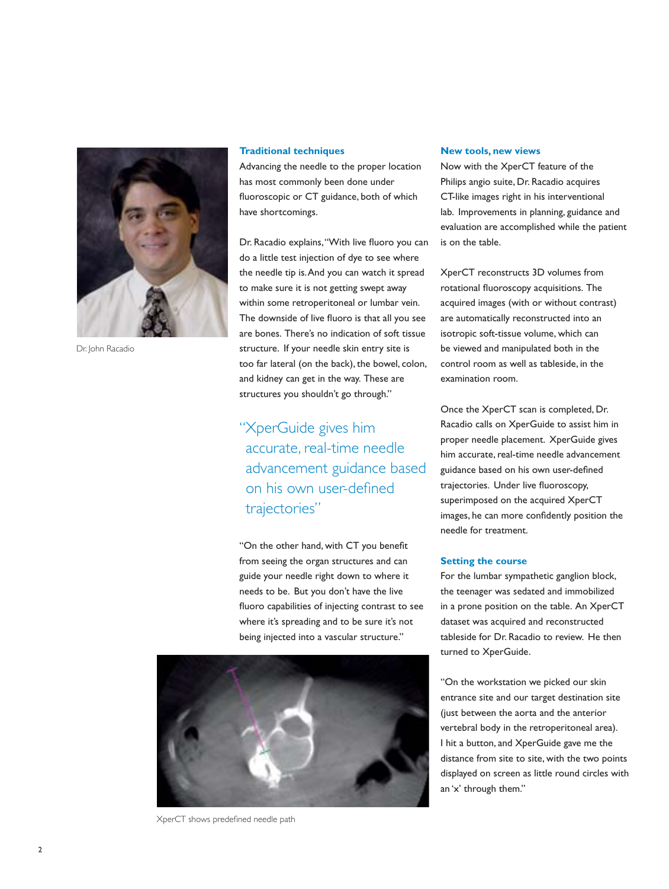Dr. John Racadio

### Traditional techniques

Advancing the needle to the proper location has most commonly been done under fluoroscopic or CT guidance, both of which have shortcomings.

Dr. Racadio explains, "With live fluoro you can do a little test injection of dye to see where the needle tip is. And you can watch it spread to make sure it is not getting swept away within some retroperitoneal or lumbar vein. The downside of live fluoro is that all you see are bones. There's no indication of soft tissue structure. If your needle skin entry site is too far lateral (on the back), the bowel, colon, and kidney can get in the way. These are structures you shouldn't go through."

> "XperGuide gives him accurate, real-time needle advancement guidance based on his own user-defined trajectories"

"On the other hand, with CT you benefit from seeing the organ structures and can guide your needle right down to where it needs to be. But you don't have the live fluoro capabilities of injecting contrast to see where it's spreading and to be sure it's not being injected into a vascular structure."

XperCT shows predefined needle path

### New tools, new views

Now with the XperCT feature of the Philips angio suite, Dr. Racadio acquires CT-like images right in his interventional lab. Improvements in planning, guidance and evaluation are accomplished while the patient is on the table.

XperCT reconstructs 3D volumes from rotational fluoroscopy acquisitions. The acquired images (with or without contrast) are automatically reconstructed into an isotropic soft-tissue volume, which can be viewed and manipulated both in the control room as well as tableside, in the examination room.

Once the XperCT scan is completed, Dr. Racadio calls on XperGuide to assist him in proper needle placement. XperGuide gives him accurate, real-time needle advancement guidance based on his own user-defined trajectories. Under live fluoroscopy, superimposed on the acquired XperCT images, he can more confidently position the needle for treatment.

### Setting the course

For the lumbar sympathetic ganglion block, the teenager was sedated and immobilized in a prone position on the table. An XperCT dataset was acquired and reconstructed tableside for Dr. Racadio to review. He then turned to XperGuide.

"On the workstation we picked our skin entrance site and our target destination site (just between the aorta and the anterior vertebral body in the retroperitoneal area). I hit a button, and XperGuide gave me the distance from site to site, with the two points displayed on screen as little round circles with an 'x' through them."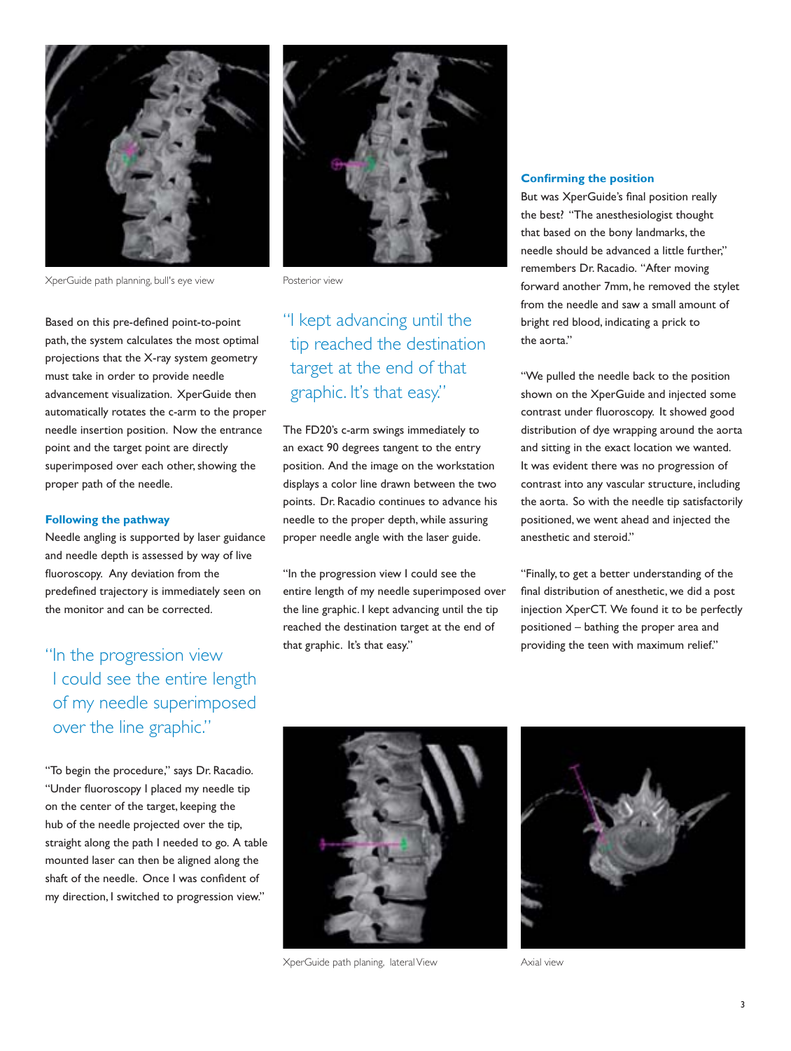XperGuide path planning, bull's eye view

Posterior view

Based on this pre-defined point-to-point path, the system calculates the most optimal projections that the X-ray system geometry must take in order to provide needle advancement visualization. XperGuide then automatically rotates the c-arm to the proper needle insertion position. Now the entrance point and the target point are directly superimposed over each other, showing the proper path of the needle.

### Following the pathway

Needle angling is supported by laser guidance and needle depth is assessed by way of live fluoroscopy. Any deviation from the predefined trajectory is immediately seen on the monitor and can be corrected.

> "In the progression view I could see the entire length of my needle superimposed over the line graphic."

"To begin the procedure," says Dr. Racadio. "Under fluoroscopy I placed my needle tip on the center of the target, keeping the hub of the needle projected over the tip, straight along the path I needed to go. A table mounted laser can then be aligned along the shaft of the needle. Once I was confident of my direction, I switched to progression view."

> "I kept advancing until the tip reached the destination target at the end of that graphic. It's that easy."

The FD20's c-arm swings immediately to an exact 90 degrees tangent to the entry position. And the image on the workstation displays a color line drawn between the two points. Dr. Racadio continues to advance his needle to the proper depth, while assuring proper needle angle with the laser guide.

"In the progression view I could see the entire length of my needle superimposed over the line graphic. I kept advancing until the tip reached the destination target at the end of that graphic. It's that easy."

### Confirming the position

But was XperGuide's final position really the best? "The anesthesiologist thought that based on the bony landmarks, the needle should be advanced a little further," remembers Dr. Racadio. "After moving forward another 7mm, he removed the stylet from the needle and saw a small amount of bright red blood, indicating a prick to the aorta."

"We pulled the needle back to the position shown on the XperGuide and injected some contrast under fluoroscopy. It showed good distribution of dye wrapping around the aorta and sitting in the exact location we wanted. It was evident there was no progression of contrast into any vascular structure, including the aorta. So with the needle tip satisfactorily positioned, we went ahead and injected the anesthetic and steroid."

"Finally, to get a better understanding of the final distribution of anesthetic, we did a post injection XperCT. We found it to be perfectly positioned – bathing the proper area and providing the teen with maximum relief."

XperGuide path planing, lateral View

Axial view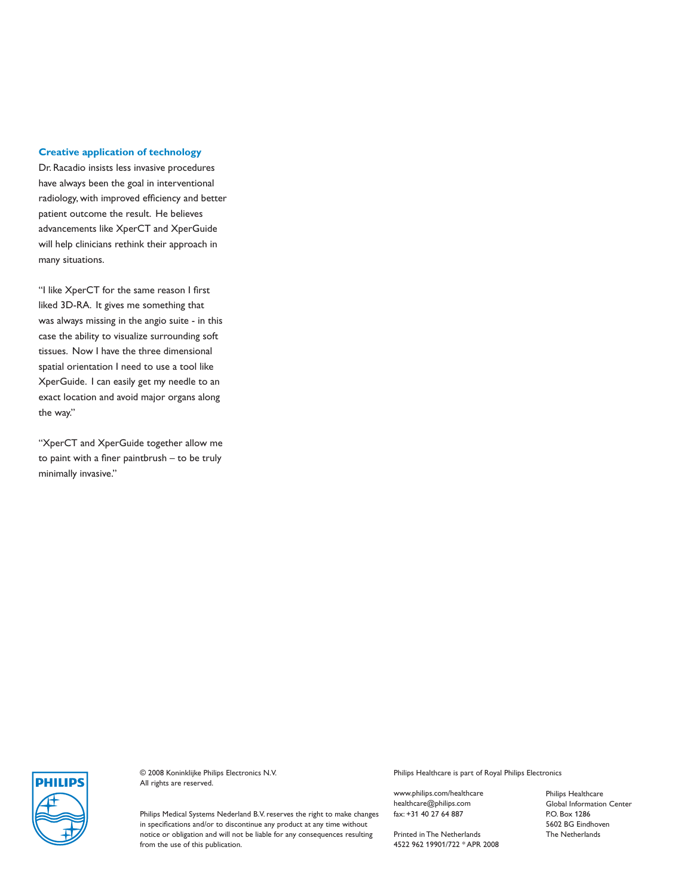### Creative application of technology

Dr. Racadio insists less invasive procedures have always been the goal in interventional radiology, with improved efficiency and better patient outcome the result. He believes advancements like XperCT and XperGuide will help clinicians rethink their approach in many situations.

"I like XperCT for the same reason I first liked 3D-RA. It gives me something that was always missing in the angio suite - in this case the ability to visualize surrounding soft tissues. Now I have the three dimensional spatial orientation I need to use a tool like XperGuide. I can easily get my needle to an exact location and avoid major organs along the way."

"XperCT and XperGuide together allow me to paint with a finer paintbrush – to be truly minimally invasive."

PHILIPS

© 2008 Koninklijke Philips Electronics N.V.
All rights are reserved.

Philips Medical Systems Nederland B.V. reserves the right to make changes in specifications and/or to discontinue any product at any time without notice or obligation and will not be liable for any consequences resulting from the use of this publication.

Philips Healthcare is part of Royal Philips Electronics

www.philips.com/healthcare
healthcare@philips.com
fax: +31 40 27 64 887

Printed in The Netherlands
4522 962 19901/722 * APR 2008

Philips Healthcare
Global Information Center
P.O. Box 1286
5602 BG Eindhoven
The Netherlands